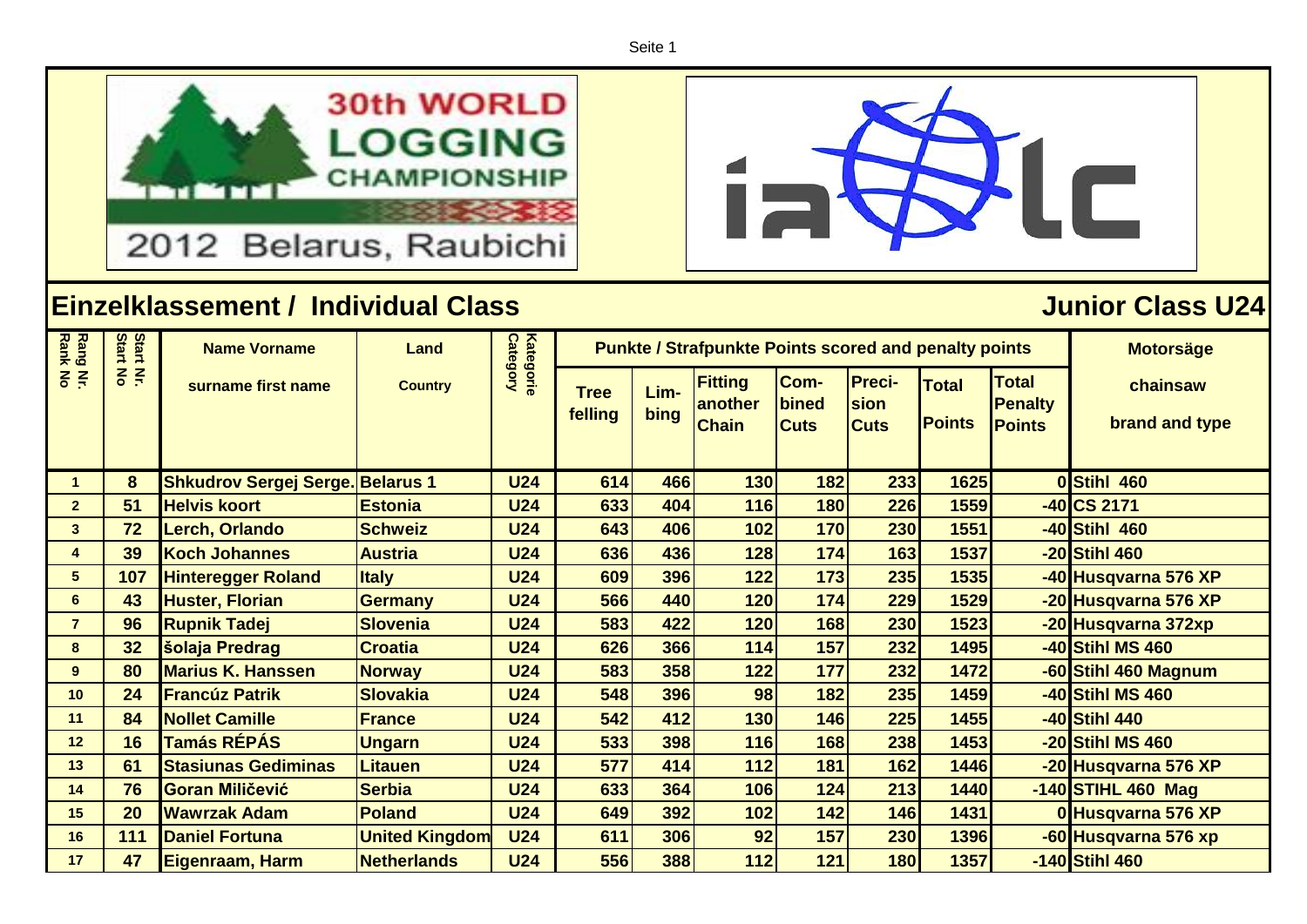30th WORLD LOGGING CHAMPIONSHIP

2012 Belarus, Raubichi

ialc

## Einzelklassement / Individual Class

## Junior Class U24

| Rang Nr. Rank No | Start Nr. Start No | Name Vorname surname first name | Land Country | Kategorie Category | Punkte / Strafpunkte Points scored and penalty points | | | | | | | Motorsäge chainsaw brand and type |
|---|---|---|---|---|---|---|---|---|---|---|---|---|
| | | | | | Tree felling | Lim-bing | Fitting another Chain | Com-bined Cuts | Preci-sion Cuts | Total Points | Total Penalty Points | |
| 1 | 8 | Shkudrov Sergej Serge. | Belarus 1 | U24 | 614 | 466 | 130 | 182 | 233 | 1625 | 0 | Stihl 460 |
| 2 | 51 | Helvis koort | Estonia | U24 | 633 | 404 | 116 | 180 | 226 | 1559 | -40 | CS 2171 |
| 3 | 72 | Lerch, Orlando | Schweiz | U24 | 643 | 406 | 102 | 170 | 230 | 1551 | -40 | Stihl 460 |
| 4 | 39 | Koch Johannes | Austria | U24 | 636 | 436 | 128 | 174 | 163 | 1537 | -20 | Stihl 460 |
| 5 | 107 | Hinteregger Roland | Italy | U24 | 609 | 396 | 122 | 173 | 235 | 1535 | -40 | Husqvarna 576 XP |
| 6 | 43 | Huster, Florian | Germany | U24 | 566 | 440 | 120 | 174 | 229 | 1529 | -20 | Husqvarna 576 XP |
| 7 | 96 | Rupnik Tadej | Slovenia | U24 | 583 | 422 | 120 | 168 | 230 | 1523 | -20 | Husqvarna 372xp |
| 8 | 32 | šolaja Predrag | Croatia | U24 | 626 | 366 | 114 | 157 | 232 | 1495 | -40 | Stihl MS 460 |
| 9 | 80 | Marius K. Hanssen | Norway | U24 | 583 | 358 | 122 | 177 | 232 | 1472 | -60 | Stihl 460 Magnum |
| 10 | 24 | Francúz Patrik | Slovakia | U24 | 548 | 396 | 98 | 182 | 235 | 1459 | -40 | Stihl MS 460 |
| 11 | 84 | Nollet Camille | France | U24 | 542 | 412 | 130 | 146 | 225 | 1455 | -40 | Stihl 440 |
| 12 | 16 | Tamás RÉPÁS | Ungarn | U24 | 533 | 398 | 116 | 168 | 238 | 1453 | -20 | Stihl MS 460 |
| 13 | 61 | Stasiunas Gediminas | Litauen | U24 | 577 | 414 | 112 | 181 | 162 | 1446 | -20 | Husqvarna 576 XP |
| 14 | 76 | Goran Miličević | Serbia | U24 | 633 | 364 | 106 | 124 | 213 | 1440 | -140 | STIHL 460 Mag |
| 15 | 20 | Wawrzak Adam | Poland | U24 | 649 | 392 | 102 | 142 | 146 | 1431 | 0 | Husqvarna 576 XP |
| 16 | 111 | Daniel Fortuna | United Kingdom | U24 | 611 | 306 | 92 | 157 | 230 | 1396 | -60 | Husqvarna 576 xp |
| 17 | 47 | Eigenraam, Harm | Netherlands | U24 | 556 | 388 | 112 | 121 | 180 | 1357 | -140 | Stihl 460 |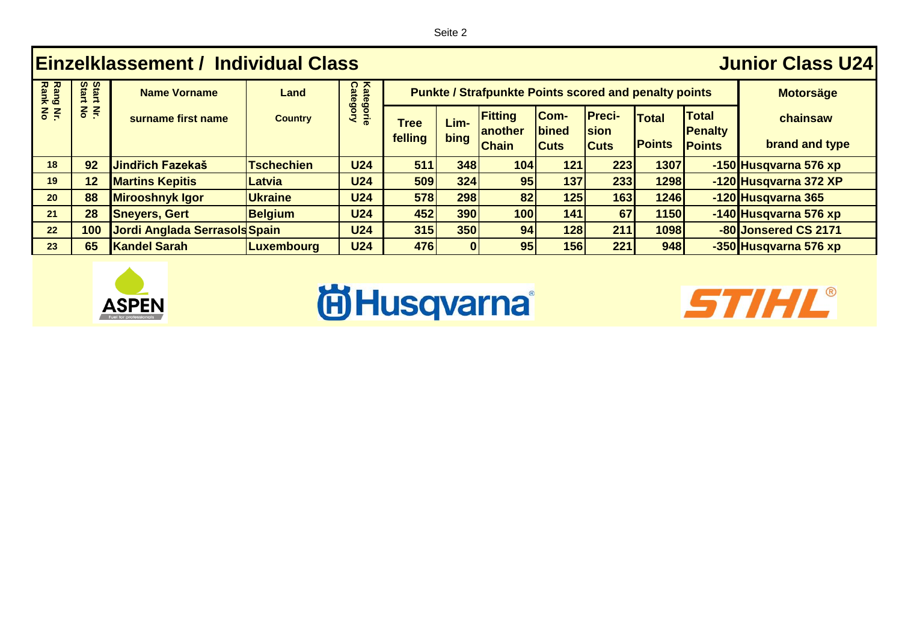## Einzelklassement / Individual Class

## Junior Class U24

| Rang Nr. Rank No | Start Nr. Start No | Name Vorname surname first name | Land Country | Kategorie Category | Punkte / Strafpunkte Points scored and penalty points | | | | | | | Motorsäge chainsaw brand and type |
|---|---|---|---|---|---|---|---|---|---|---|---|---|
| | | | | | Tree felling | Limbing | Fitting another Chain | Combined Cuts | Precision Cuts | Total Points | Total Penalty Points | |
| 18 | 92 | Jindřich Fazekaš | Tschechien | U24 | 511 | 348 | 104 | 121 | 223 | 1307 | -150 | Husqvarna 576 xp |
| 19 | 12 | Martins Kepitis | Latvia | U24 | 509 | 324 | 95 | 137 | 233 | 1298 | -120 | Husqvarna 372 XP |
| 20 | 88 | Mirooshnyk Igor | Ukraine | U24 | 578 | 298 | 82 | 125 | 163 | 1246 | -120 | Husqvarna 365 |
| 21 | 28 | Sneyers, Gert | Belgium | U24 | 452 | 390 | 100 | 141 | 67 | 1150 | -140 | Husqvarna 576 xp |
| 22 | 100 | Jordi Anglada Serrasols | Spain | U24 | 315 | 350 | 94 | 128 | 211 | 1098 | -80 | Jonsered CS 2171 |
| 23 | 65 | Kandel Sarah | Luxembourg | U24 | 476 | 0 | 95 | 156 | 221 | 948 | -350 | Husqvarna 576 xp |

ASPEN Fuel for professionals

Husqvarna

STIHL®